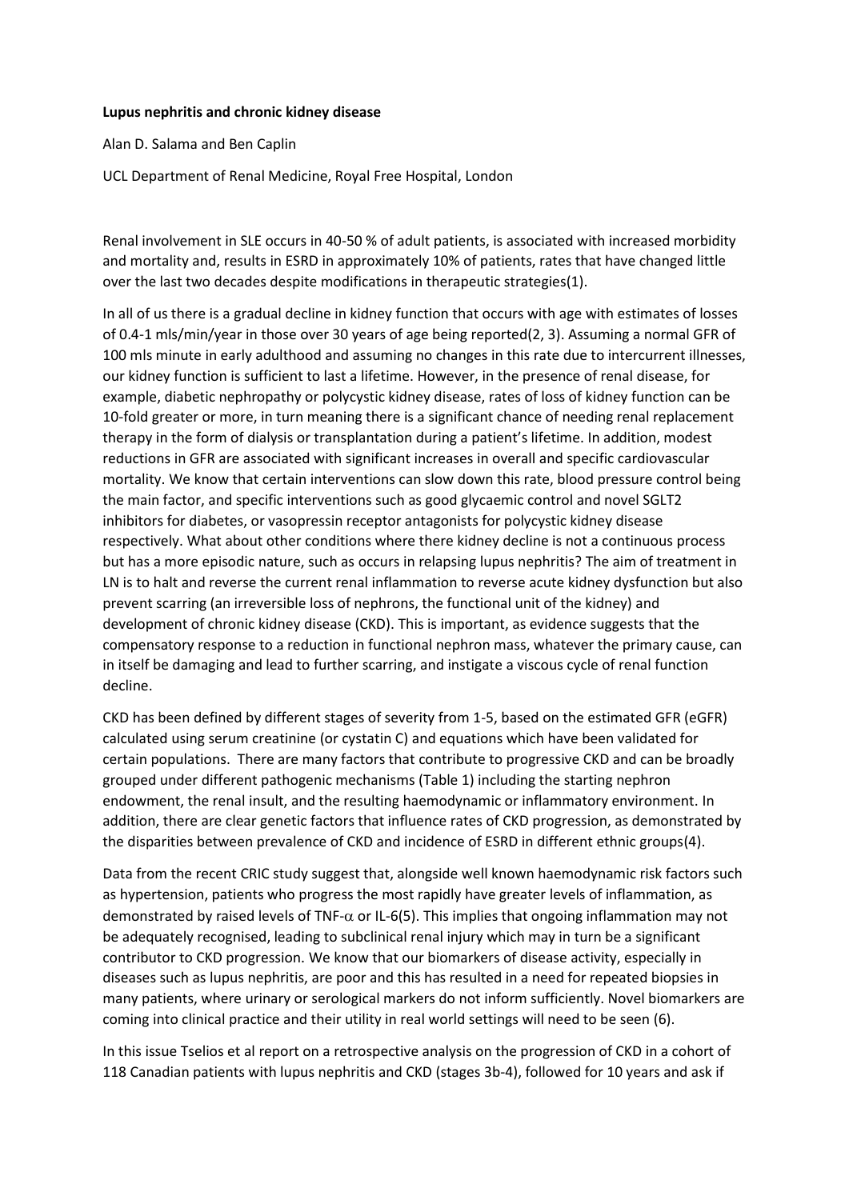**Lupus nephritis and chronic kidney disease**

Alan D. Salama and Ben Caplin

UCL Department of Renal Medicine, Royal Free Hospital, London

Renal involvement in SLE occurs in 40-50 % of adult patients, is associated with increased morbidity and mortality and, results in ESRD in approximately 10% of patients, rates that have changed little over the last two decades despite modifications in therapeutic strategies(1).

In all of us there is a gradual decline in kidney function that occurs with age with estimates of losses of 0.4-1 mls/min/year in those over 30 years of age being reported(2, 3). Assuming a normal GFR of 100 mls minute in early adulthood and assuming no changes in this rate due to intercurrent illnesses, our kidney function is sufficient to last a lifetime. However, in the presence of renal disease, for example, diabetic nephropathy or polycystic kidney disease, rates of loss of kidney function can be 10-fold greater or more, in turn meaning there is a significant chance of needing renal replacement therapy in the form of dialysis or transplantation during a patient's lifetime. In addition, modest reductions in GFR are associated with significant increases in overall and specific cardiovascular mortality. We know that certain interventions can slow down this rate, blood pressure control being the main factor, and specific interventions such as good glycaemic control and novel SGLT2 inhibitors for diabetes, or vasopressin receptor antagonists for polycystic kidney disease respectively. What about other conditions where there kidney decline is not a continuous process but has a more episodic nature, such as occurs in relapsing lupus nephritis? The aim of treatment in LN is to halt and reverse the current renal inflammation to reverse acute kidney dysfunction but also prevent scarring (an irreversible loss of nephrons, the functional unit of the kidney) and development of chronic kidney disease (CKD). This is important, as evidence suggests that the compensatory response to a reduction in functional nephron mass, whatever the primary cause, can in itself be damaging and lead to further scarring, and instigate a viscous cycle of renal function decline.

CKD has been defined by different stages of severity from 1-5, based on the estimated GFR (eGFR) calculated using serum creatinine (or cystatin C) and equations which have been validated for certain populations. There are many factors that contribute to progressive CKD and can be broadly grouped under different pathogenic mechanisms (Table 1) including the starting nephron endowment, the renal insult, and the resulting haemodynamic or inflammatory environment. In addition, there are clear genetic factors that influence rates of CKD progression, as demonstrated by the disparities between prevalence of CKD and incidence of ESRD in different ethnic groups(4).

Data from the recent CRIC study suggest that, alongside well known haemodynamic risk factors such as hypertension, patients who progress the most rapidly have greater levels of inflammation, as demonstrated by raised levels of TNF-$\alpha$ or IL-6(5). This implies that ongoing inflammation may not be adequately recognised, leading to subclinical renal injury which may in turn be a significant contributor to CKD progression. We know that our biomarkers of disease activity, especially in diseases such as lupus nephritis, are poor and this has resulted in a need for repeated biopsies in many patients, where urinary or serological markers do not inform sufficiently. Novel biomarkers are coming into clinical practice and their utility in real world settings will need to be seen (6).

In this issue Tselios et al report on a retrospective analysis on the progression of CKD in a cohort of 118 Canadian patients with lupus nephritis and CKD (stages 3b-4), followed for 10 years and ask if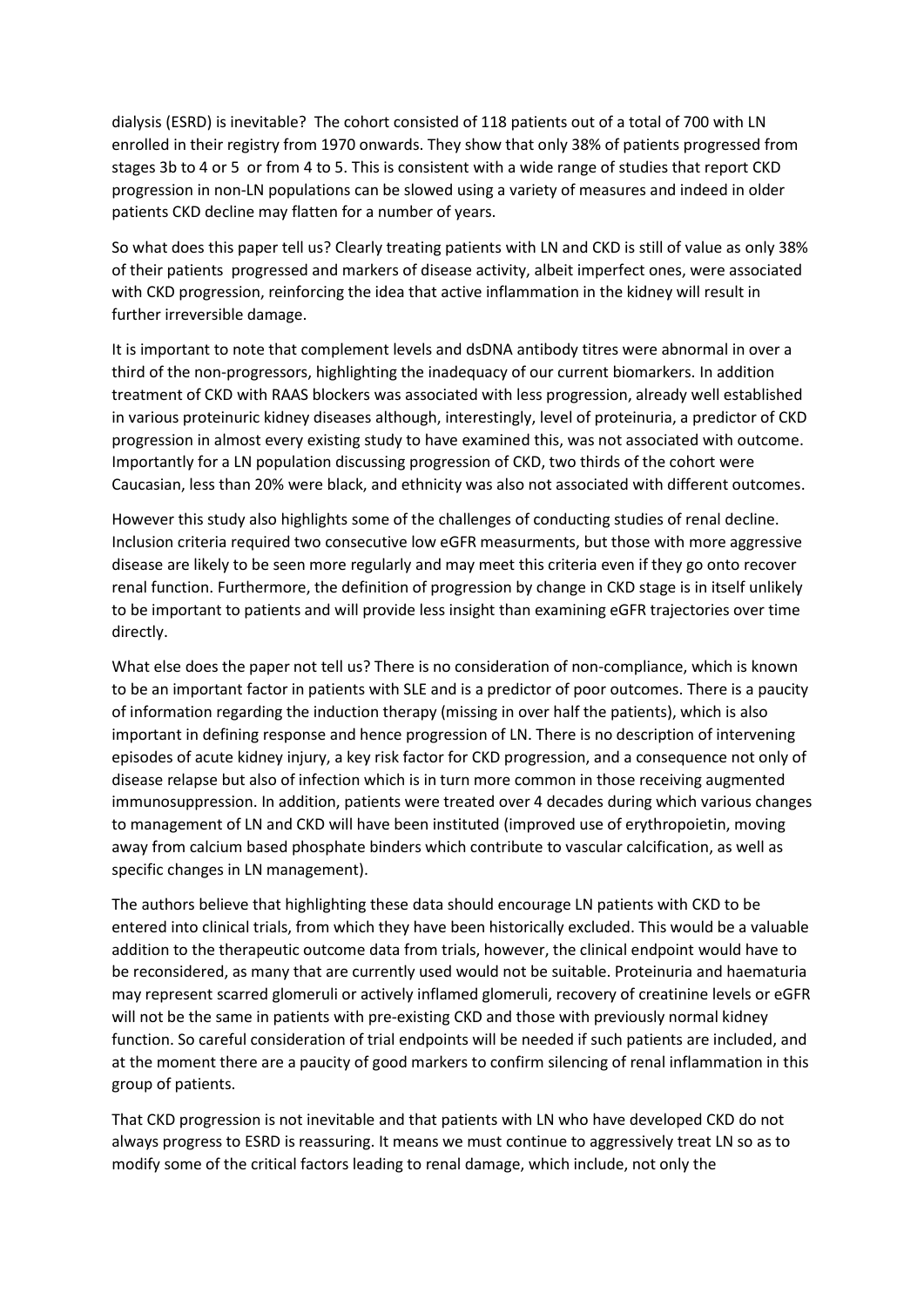dialysis (ESRD) is inevitable? The cohort consisted of 118 patients out of a total of 700 with LN enrolled in their registry from 1970 onwards. They show that only 38% of patients progressed from stages 3b to 4 or 5 or from 4 to 5. This is consistent with a wide range of studies that report CKD progression in non-LN populations can be slowed using a variety of measures and indeed in older patients CKD decline may flatten for a number of years.

So what does this paper tell us? Clearly treating patients with LN and CKD is still of value as only 38% of their patients progressed and markers of disease activity, albeit imperfect ones, were associated with CKD progression, reinforcing the idea that active inflammation in the kidney will result in further irreversible damage.

It is important to note that complement levels and dsDNA antibody titres were abnormal in over a third of the non-progressors, highlighting the inadequacy of our current biomarkers. In addition treatment of CKD with RAAS blockers was associated with less progression, already well established in various proteinuric kidney diseases although, interestingly, level of proteinuria, a predictor of CKD progression in almost every existing study to have examined this, was not associated with outcome. Importantly for a LN population discussing progression of CKD, two thirds of the cohort were Caucasian, less than 20% were black, and ethnicity was also not associated with different outcomes.

However this study also highlights some of the challenges of conducting studies of renal decline. Inclusion criteria required two consecutive low eGFR measurments, but those with more aggressive disease are likely to be seen more regularly and may meet this criteria even if they go onto recover renal function. Furthermore, the definition of progression by change in CKD stage is in itself unlikely to be important to patients and will provide less insight than examining eGFR trajectories over time directly.

What else does the paper not tell us? There is no consideration of non-compliance, which is known to be an important factor in patients with SLE and is a predictor of poor outcomes. There is a paucity of information regarding the induction therapy (missing in over half the patients), which is also important in defining response and hence progression of LN. There is no description of intervening episodes of acute kidney injury, a key risk factor for CKD progression, and a consequence not only of disease relapse but also of infection which is in turn more common in those receiving augmented immunosuppression. In addition, patients were treated over 4 decades during which various changes to management of LN and CKD will have been instituted (improved use of erythropoietin, moving away from calcium based phosphate binders which contribute to vascular calcification, as well as specific changes in LN management).

The authors believe that highlighting these data should encourage LN patients with CKD to be entered into clinical trials, from which they have been historically excluded. This would be a valuable addition to the therapeutic outcome data from trials, however, the clinical endpoint would have to be reconsidered, as many that are currently used would not be suitable. Proteinuria and haematuria may represent scarred glomeruli or actively inflamed glomeruli, recovery of creatinine levels or eGFR will not be the same in patients with pre-existing CKD and those with previously normal kidney function. So careful consideration of trial endpoints will be needed if such patients are included, and at the moment there are a paucity of good markers to confirm silencing of renal inflammation in this group of patients.

That CKD progression is not inevitable and that patients with LN who have developed CKD do not always progress to ESRD is reassuring. It means we must continue to aggressively treat LN so as to modify some of the critical factors leading to renal damage, which include, not only the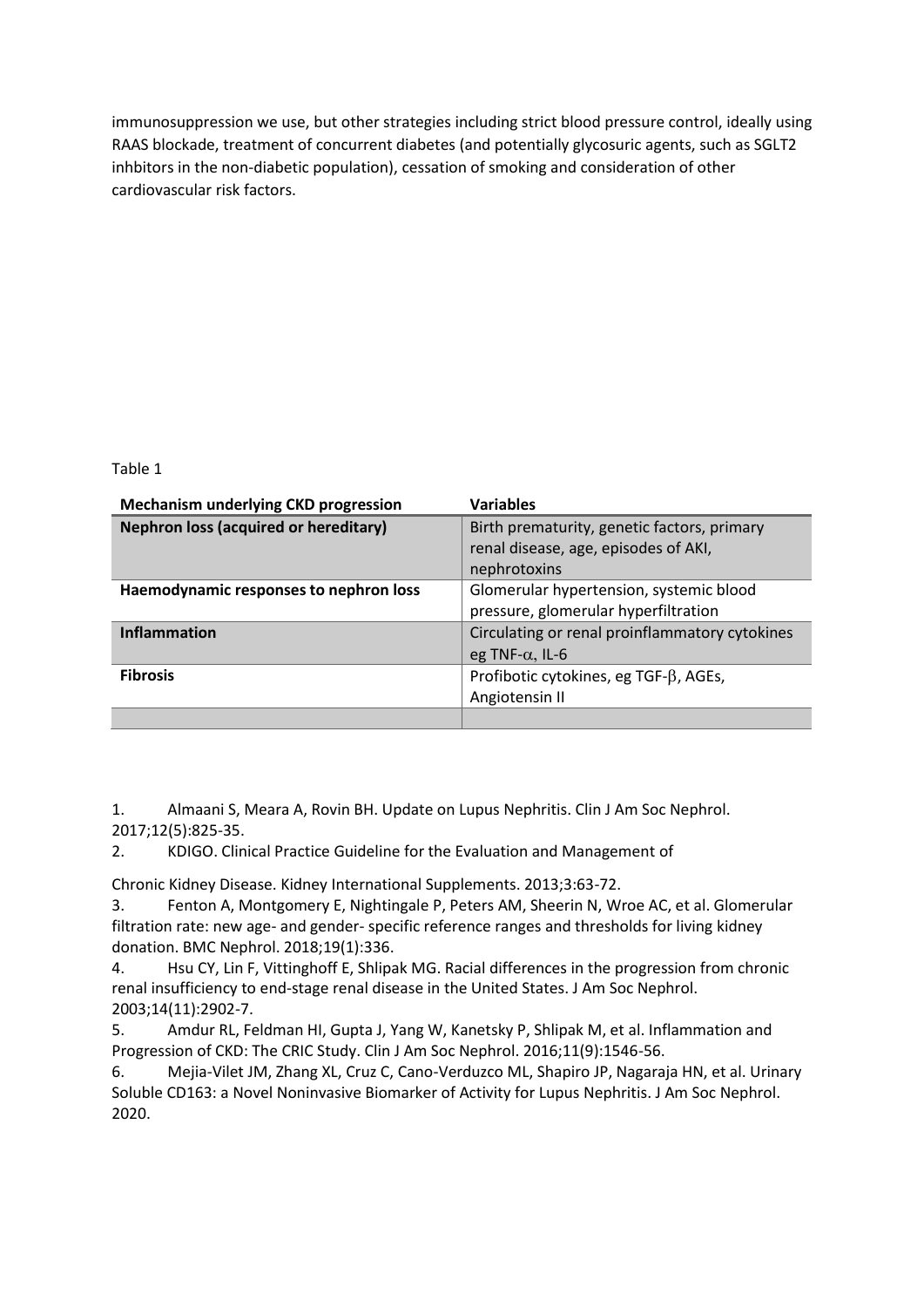immunosuppression we use, but other strategies including strict blood pressure control, ideally using RAAS blockade, treatment of concurrent diabetes (and potentially glycosuric agents, such as SGLT2 inhbitors in the non-diabetic population), cessation of smoking and consideration of other cardiovascular risk factors.

Table 1

| Mechanism underlying CKD progression | Variables |
|---|---|
| **Nephron loss (acquired or hereditary)** | Birth prematurity, genetic factors, primary renal disease, age, episodes of AKI, nephrotoxins |
| **Haemodynamic responses to nephron loss** | Glomerular hypertension, systemic blood pressure, glomerular hyperfiltration |
| **Inflammation** | Circulating or renal proinflammatory cytokines eg TNF-$\alpha$, IL-6 |
| **Fibrosis** | Profibotic cytokines, eg TGF-$\beta$, AGEs, Angiotensin II |
| | |

1. Almaani S, Meara A, Rovin BH. Update on Lupus Nephritis. Clin J Am Soc Nephrol. 2017;12(5):825-35.
2. KDIGO. Clinical Practice Guideline for the Evaluation and Management of

Chronic Kidney Disease. Kidney International Supplements. 2013;3:63-72.

3. Fenton A, Montgomery E, Nightingale P, Peters AM, Sheerin N, Wroe AC, et al. Glomerular filtration rate: new age- and gender- specific reference ranges and thresholds for living kidney donation. BMC Nephrol. 2018;19(1):336.
4. Hsu CY, Lin F, Vittinghoff E, Shlipak MG. Racial differences in the progression from chronic renal insufficiency to end-stage renal disease in the United States. J Am Soc Nephrol. 2003;14(11):2902-7.
5. Amdur RL, Feldman HI, Gupta J, Yang W, Kanetsky P, Shlipak M, et al. Inflammation and Progression of CKD: The CRIC Study. Clin J Am Soc Nephrol. 2016;11(9):1546-56.
6. Mejia-Vilet JM, Zhang XL, Cruz C, Cano-Verduzco ML, Shapiro JP, Nagaraja HN, et al. Urinary Soluble CD163: a Novel Noninvasive Biomarker of Activity for Lupus Nephritis. J Am Soc Nephrol. 2020.